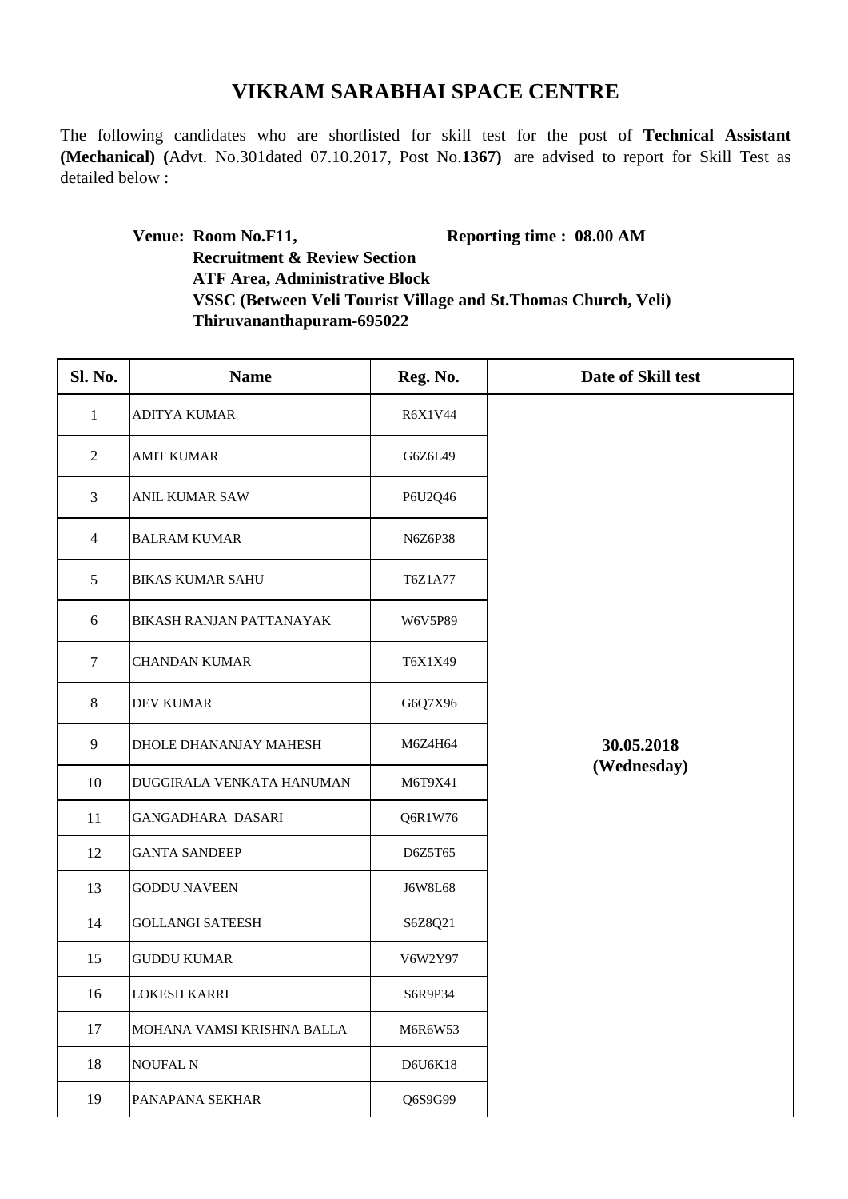# VIKRAM SARABHAI SPACE CENTRE

The following candidates who are shortlisted for skill test for the post of **Technical Assistant (Mechanical) (**Advt. No.301dated 07.10.2017, Post No.**1367)** are advised to report for Skill Test as detailed below :

**Venue: Room No.F11,** **Reporting time : 08.00 AM**
**Recruitment & Review Section**
**ATF Area, Administrative Block**
**VSSC (Between Veli Tourist Village and St.Thomas Church, Veli)**
**Thiruvananthapuram-695022**

| Sl. No. | Name | Reg. No. | Date of Skill test |
|---|---|---|---|
| 1 | ADITYA KUMAR | R6X1V44 | **30.05.2018 (Wednesday)** |
| 2 | AMIT KUMAR | G6Z6L49 | |
| 3 | ANIL KUMAR SAW | P6U2Q46 | |
| 4 | BALRAM KUMAR | N6Z6P38 | |
| 5 | BIKAS KUMAR SAHU | T6Z1A77 | |
| 6 | BIKASH RANJAN PATTANAYAK | W6V5P89 | |
| 7 | CHANDAN KUMAR | T6X1X49 | |
| 8 | DEV KUMAR | G6Q7X96 | |
| 9 | DHOLE DHANANJAY MAHESH | M6Z4H64 | |
| 10 | DUGGIRALA VENKATA HANUMAN | M6T9X41 | |
| 11 | GANGADHARA DASARI | Q6R1W76 | |
| 12 | GANTA SANDEEP | D6Z5T65 | |
| 13 | GODDU NAVEEN | J6W8L68 | |
| 14 | GOLLANGI SATEESH | S6Z8Q21 | |
| 15 | GUDDU KUMAR | V6W2Y97 | |
| 16 | LOKESH KARRI | S6R9P34 | |
| 17 | MOHANA VAMSI KRISHNA BALLA | M6R6W53 | |
| 18 | NOUFAL N | D6U6K18 | |
| 19 | PANAPANA SEKHAR | Q6S9G99 | |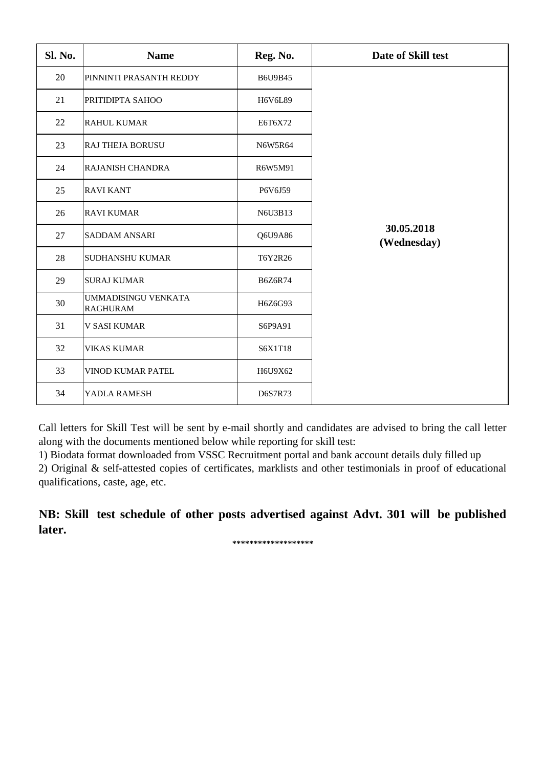| Sl. No. | Name | Reg. No. | Date of Skill test |
|---|---|---|---|
| 20 | PINNINTI PRASANTH REDDY | B6U9B45 | 30.05.2018 (Wednesday) |
| 21 | PRITIDIPTA SAHOO | H6V6L89 | |
| 22 | RAHUL KUMAR | E6T6X72 | |
| 23 | RAJ THEJA BORUSU | N6W5R64 | |
| 24 | RAJANISH CHANDRA | R6W5M91 | |
| 25 | RAVI KANT | P6V6J59 | |
| 26 | RAVI KUMAR | N6U3B13 | |
| 27 | SADDAM ANSARI | Q6U9A86 | |
| 28 | SUDHANSHU KUMAR | T6Y2R26 | |
| 29 | SURAJ KUMAR | B6Z6R74 | |
| 30 | UMMADISINGU VENKATA RAGHURAM | H6Z6G93 | |
| 31 | V SASI KUMAR | S6P9A91 | |
| 32 | VIKAS KUMAR | S6X1T18 | |
| 33 | VINOD KUMAR PATEL | H6U9X62 | |
| 34 | YADLA RAMESH | D6S7R73 | |

Call letters for Skill Test will be sent by e-mail shortly and candidates are advised to bring the call letter along with the documents mentioned below while reporting for skill test:

1) Biodata format downloaded from VSSC Recruitment portal and bank account details duly filled up

2) Original & self-attested copies of certificates, marklists and other testimonials in proof of educational qualifications, caste, age, etc.

**NB: Skill test schedule of other posts advertised against Advt. 301 will be published later.**

******************